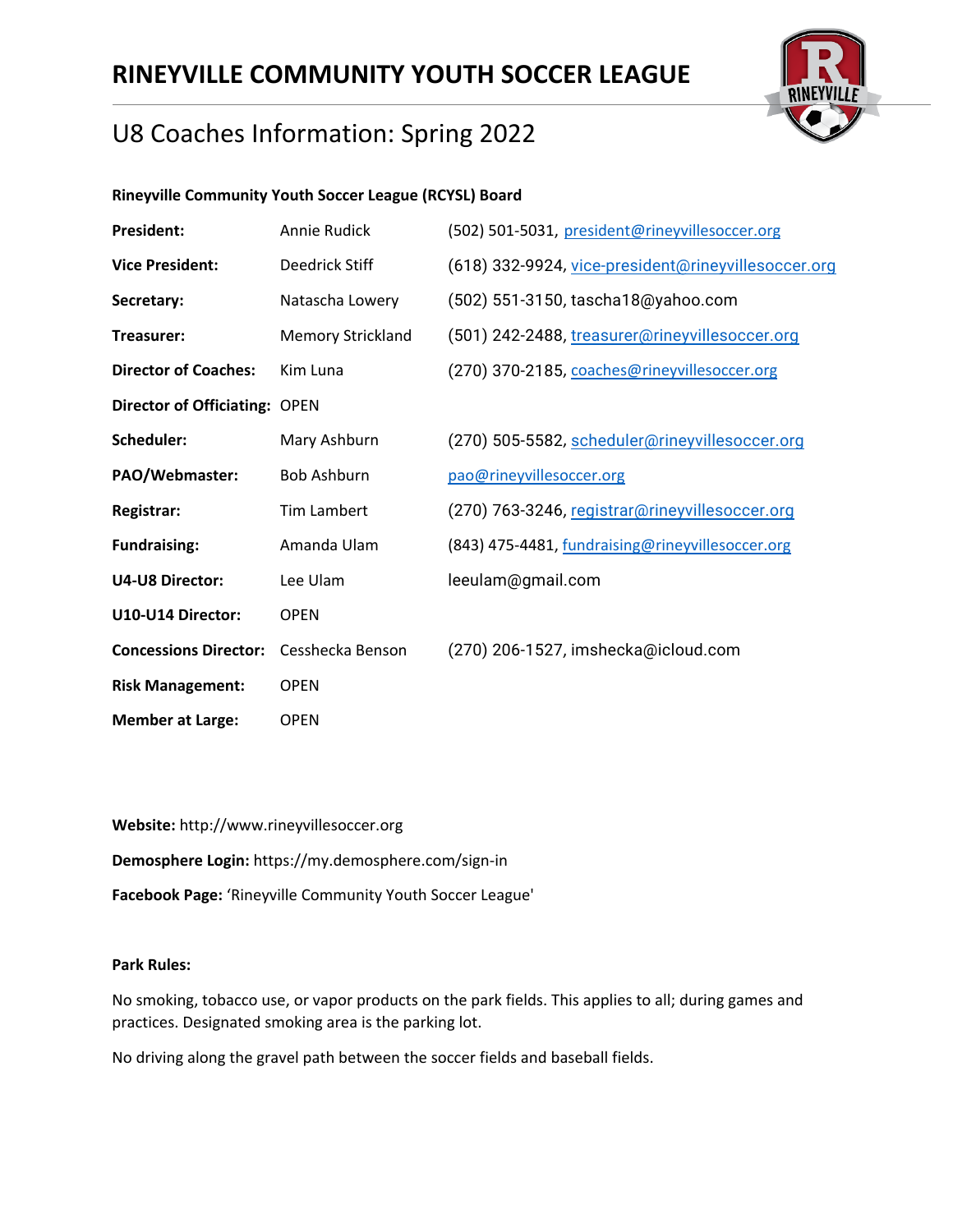# RINEYVILLE COMMUNITY YOUTH SOCCER LEAGUE

## U8 Coaches Information: Spring 2022

**Rineyville Community Youth Soccer League (RCYSL) Board**

| | | |
|---|---|---|
| **President:** | Annie Rudick | (502) 501-5031, president@rineyvillesoccer.org |
| **Vice President:** | Deedrick Stiff | (618) 332-9924, vice-president@rineyvillesoccer.org |
| **Secretary:** | Natascha Lowery | (502) 551-3150, tascha18@yahoo.com |
| **Treasurer:** | Memory Strickland | (501) 242-2488, treasurer@rineyvillesoccer.org |
| **Director of Coaches:** | Kim Luna | (270) 370-2185, coaches@rineyvillesoccer.org |
| **Director of Officiating:** | OPEN | |
| **Scheduler:** | Mary Ashburn | (270) 505-5582, scheduler@rineyvillesoccer.org |
| **PAO/Webmaster:** | Bob Ashburn | pao@rineyvillesoccer.org |
| **Registrar:** | Tim Lambert | (270) 763-3246, registrar@rineyvillesoccer.org |
| **Fundraising:** | Amanda Ulam | (843) 475-4481, fundraising@rineyvillesoccer.org |
| **U4-U8 Director:** | Lee Ulam | leeulam@gmail.com |
| **U10-U14 Director:** | OPEN | |
| **Concessions Director:** | Cesshecka Benson | (270) 206-1527, imshecka@icloud.com |
| **Risk Management:** | OPEN | |
| **Member at Large:** | OPEN | |

**Website:** http://www.rineyvillesoccer.org

**Demosphere Login:** https://my.demosphere.com/sign-in

**Facebook Page:** 'Rineyville Community Youth Soccer League'

**Park Rules:**

No smoking, tobacco use, or vapor products on the park fields. This applies to all; during games and practices. Designated smoking area is the parking lot.

No driving along the gravel path between the soccer fields and baseball fields.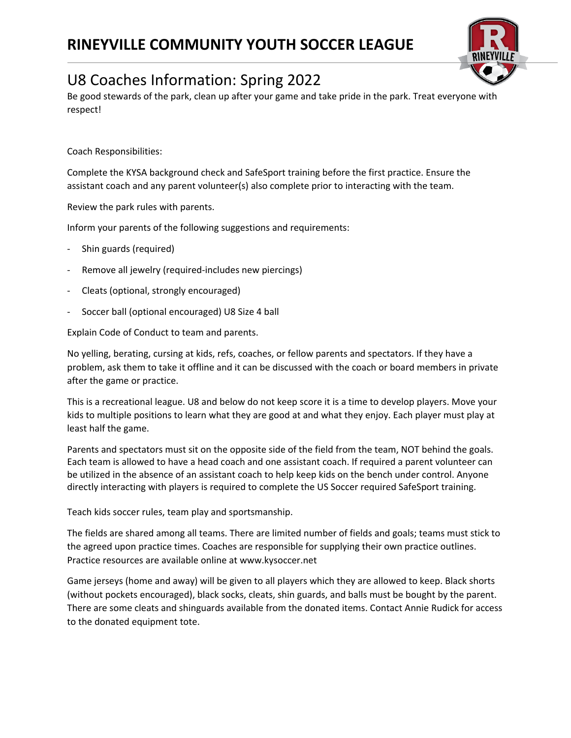# RINEYVILLE COMMUNITY YOUTH SOCCER LEAGUE

## U8 Coaches Information: Spring 2022

Be good stewards of the park, clean up after your game and take pride in the park. Treat everyone with respect!

Coach Responsibilities:

Complete the KYSA background check and SafeSport training before the first practice. Ensure the assistant coach and any parent volunteer(s) also complete prior to interacting with the team.

Review the park rules with parents.

Inform your parents of the following suggestions and requirements:

- Shin guards (required)
- Remove all jewelry (required-includes new piercings)
- Cleats (optional, strongly encouraged)
- Soccer ball (optional encouraged) U8 Size 4 ball

Explain Code of Conduct to team and parents.

No yelling, berating, cursing at kids, refs, coaches, or fellow parents and spectators. If they have a problem, ask them to take it offline and it can be discussed with the coach or board members in private after the game or practice.

This is a recreational league. U8 and below do not keep score it is a time to develop players. Move your kids to multiple positions to learn what they are good at and what they enjoy. Each player must play at least half the game.

Parents and spectators must sit on the opposite side of the field from the team, NOT behind the goals. Each team is allowed to have a head coach and one assistant coach. If required a parent volunteer can be utilized in the absence of an assistant coach to help keep kids on the bench under control. Anyone directly interacting with players is required to complete the US Soccer required SafeSport training.

Teach kids soccer rules, team play and sportsmanship.

The fields are shared among all teams. There are limited number of fields and goals; teams must stick to the agreed upon practice times. Coaches are responsible for supplying their own practice outlines. Practice resources are available online at www.kysoccer.net

Game jerseys (home and away) will be given to all players which they are allowed to keep. Black shorts (without pockets encouraged), black socks, cleats, shin guards, and balls must be bought by the parent. There are some cleats and shinguards available from the donated items. Contact Annie Rudick for access to the donated equipment tote.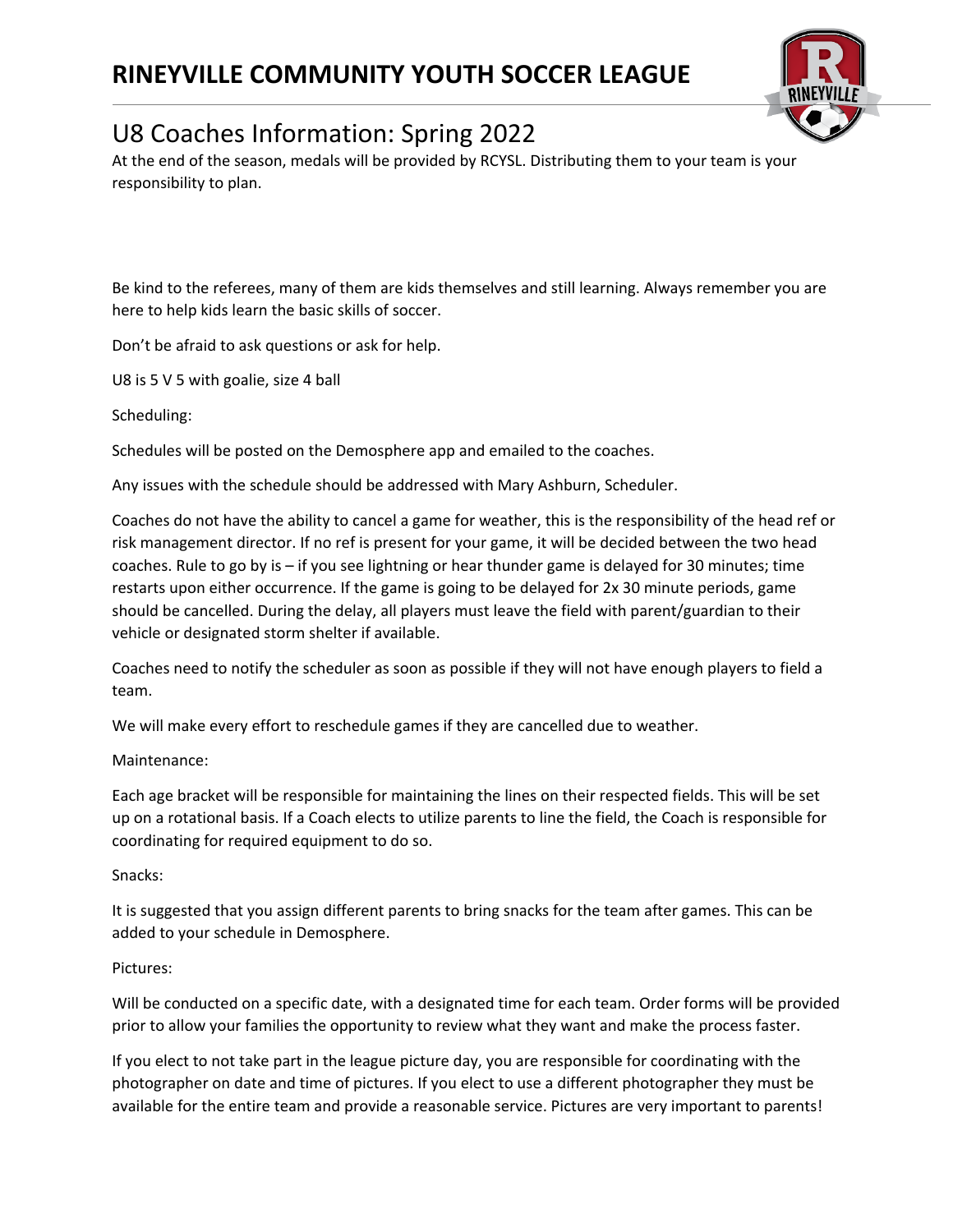# RINEYVILLE COMMUNITY YOUTH SOCCER LEAGUE

## U8 Coaches Information: Spring 2022

At the end of the season, medals will be provided by RCYSL. Distributing them to your team is your responsibility to plan.

Be kind to the referees, many of them are kids themselves and still learning. Always remember you are here to help kids learn the basic skills of soccer.

Don't be afraid to ask questions or ask for help.

U8 is 5 V 5 with goalie, size 4 ball

Scheduling:

Schedules will be posted on the Demosphere app and emailed to the coaches.

Any issues with the schedule should be addressed with Mary Ashburn, Scheduler.

Coaches do not have the ability to cancel a game for weather, this is the responsibility of the head ref or risk management director. If no ref is present for your game, it will be decided between the two head coaches. Rule to go by is – if you see lightning or hear thunder game is delayed for 30 minutes; time restarts upon either occurrence. If the game is going to be delayed for 2x 30 minute periods, game should be cancelled. During the delay, all players must leave the field with parent/guardian to their vehicle or designated storm shelter if available.

Coaches need to notify the scheduler as soon as possible if they will not have enough players to field a team.

We will make every effort to reschedule games if they are cancelled due to weather.

Maintenance:

Each age bracket will be responsible for maintaining the lines on their respected fields. This will be set up on a rotational basis. If a Coach elects to utilize parents to line the field, the Coach is responsible for coordinating for required equipment to do so.

Snacks:

It is suggested that you assign different parents to bring snacks for the team after games. This can be added to your schedule in Demosphere.

Pictures:

Will be conducted on a specific date, with a designated time for each team. Order forms will be provided prior to allow your families the opportunity to review what they want and make the process faster.

If you elect to not take part in the league picture day, you are responsible for coordinating with the photographer on date and time of pictures. If you elect to use a different photographer they must be available for the entire team and provide a reasonable service. Pictures are very important to parents!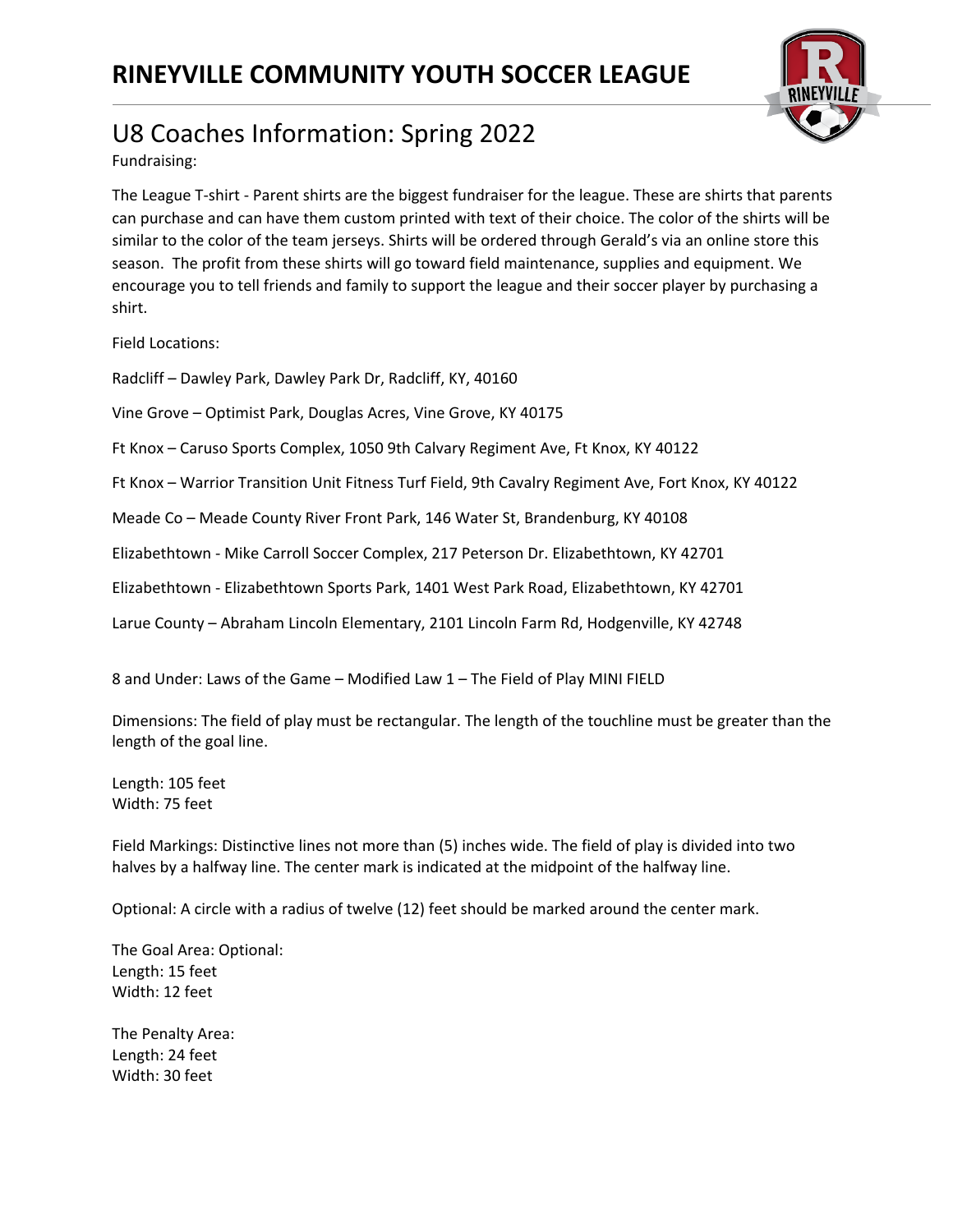# RINEYVILLE COMMUNITY YOUTH SOCCER LEAGUE

## U8 Coaches Information: Spring 2022

Fundraising:

The League T-shirt - Parent shirts are the biggest fundraiser for the league. These are shirts that parents can purchase and can have them custom printed with text of their choice. The color of the shirts will be similar to the color of the team jerseys. Shirts will be ordered through Gerald's via an online store this season. The profit from these shirts will go toward field maintenance, supplies and equipment. We encourage you to tell friends and family to support the league and their soccer player by purchasing a shirt.

Field Locations:

Radcliff – Dawley Park, Dawley Park Dr, Radcliff, KY, 40160

Vine Grove – Optimist Park, Douglas Acres, Vine Grove, KY 40175

Ft Knox – Caruso Sports Complex, 1050 9th Calvary Regiment Ave, Ft Knox, KY 40122

Ft Knox – Warrior Transition Unit Fitness Turf Field, 9th Cavalry Regiment Ave, Fort Knox, KY 40122

Meade Co – Meade County River Front Park, 146 Water St, Brandenburg, KY 40108

Elizabethtown - Mike Carroll Soccer Complex, 217 Peterson Dr. Elizabethtown, KY 42701

Elizabethtown - Elizabethtown Sports Park, 1401 West Park Road, Elizabethtown, KY 42701

Larue County – Abraham Lincoln Elementary, 2101 Lincoln Farm Rd, Hodgenville, KY 42748

8 and Under: Laws of the Game – Modified Law 1 – The Field of Play MINI FIELD

Dimensions: The field of play must be rectangular. The length of the touchline must be greater than the length of the goal line.

Length: 105 feet
Width: 75 feet

Field Markings: Distinctive lines not more than (5) inches wide. The field of play is divided into two halves by a halfway line. The center mark is indicated at the midpoint of the halfway line.

Optional: A circle with a radius of twelve (12) feet should be marked around the center mark.

The Goal Area: Optional:
Length: 15 feet
Width: 12 feet

The Penalty Area:
Length: 24 feet
Width: 30 feet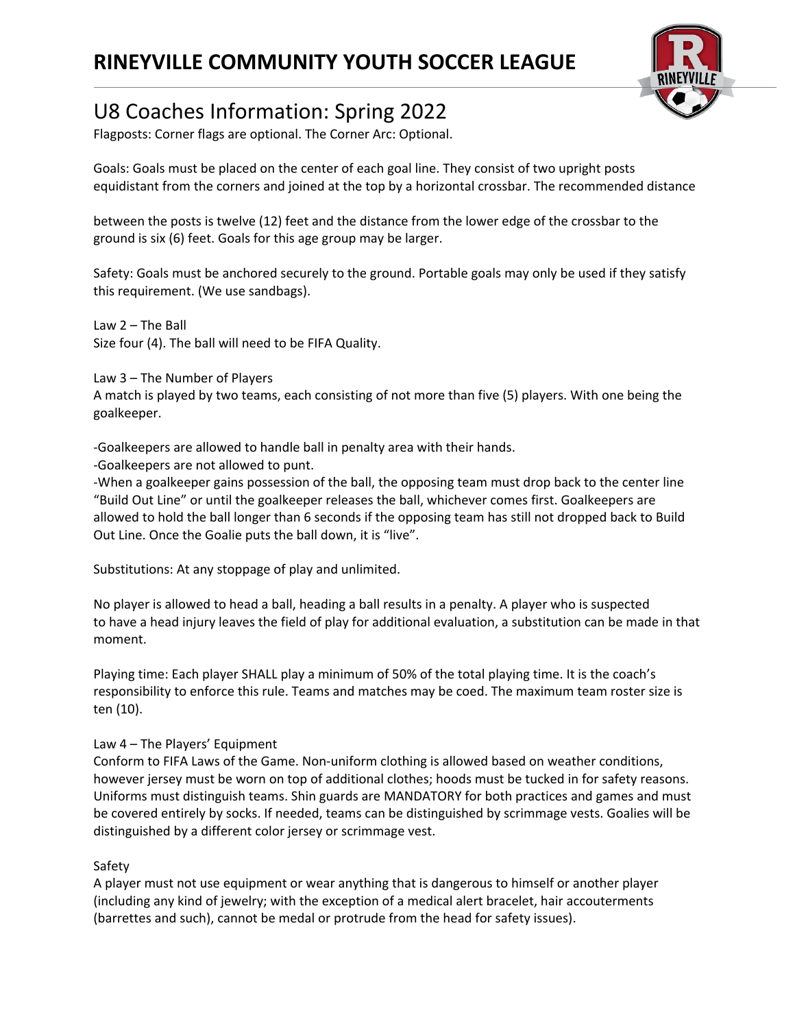# RINEYVILLE COMMUNITY YOUTH SOCCER LEAGUE

## U8 Coaches Information: Spring 2022

Flagposts: Corner flags are optional. The Corner Arc: Optional.

Goals: Goals must be placed on the center of each goal line. They consist of two upright posts equidistant from the corners and joined at the top by a horizontal crossbar. The recommended distance between the posts is twelve (12) feet and the distance from the lower edge of the crossbar to the ground is six (6) feet. Goals for this age group may be larger.

Safety: Goals must be anchored securely to the ground. Portable goals may only be used if they satisfy this requirement. (We use sandbags).

Law 2 – The Ball
Size four (4). The ball will need to be FIFA Quality.

Law 3 – The Number of Players
A match is played by two teams, each consisting of not more than five (5) players. With one being the goalkeeper.

-Goalkeepers are allowed to handle ball in penalty area with their hands.
-Goalkeepers are not allowed to punt.
-When a goalkeeper gains possession of the ball, the opposing team must drop back to the center line "Build Out Line" or until the goalkeeper releases the ball, whichever comes first. Goalkeepers are allowed to hold the ball longer than 6 seconds if the opposing team has still not dropped back to Build Out Line. Once the Goalie puts the ball down, it is "live".

Substitutions: At any stoppage of play and unlimited.

No player is allowed to head a ball, heading a ball results in a penalty. A player who is suspected to have a head injury leaves the field of play for additional evaluation, a substitution can be made in that moment.

Playing time: Each player SHALL play a minimum of 50% of the total playing time. It is the coach's responsibility to enforce this rule. Teams and matches may be coed. The maximum team roster size is ten (10).

Law 4 – The Players' Equipment
Conform to FIFA Laws of the Game. Non-uniform clothing is allowed based on weather conditions, however jersey must be worn on top of additional clothes; hoods must be tucked in for safety reasons. Uniforms must distinguish teams. Shin guards are MANDATORY for both practices and games and must be covered entirely by socks. If needed, teams can be distinguished by scrimmage vests. Goalies will be distinguished by a different color jersey or scrimmage vest.

Safety
A player must not use equipment or wear anything that is dangerous to himself or another player (including any kind of jewelry; with the exception of a medical alert bracelet, hair accouterments (barrettes and such), cannot be medal or protrude from the head for safety issues).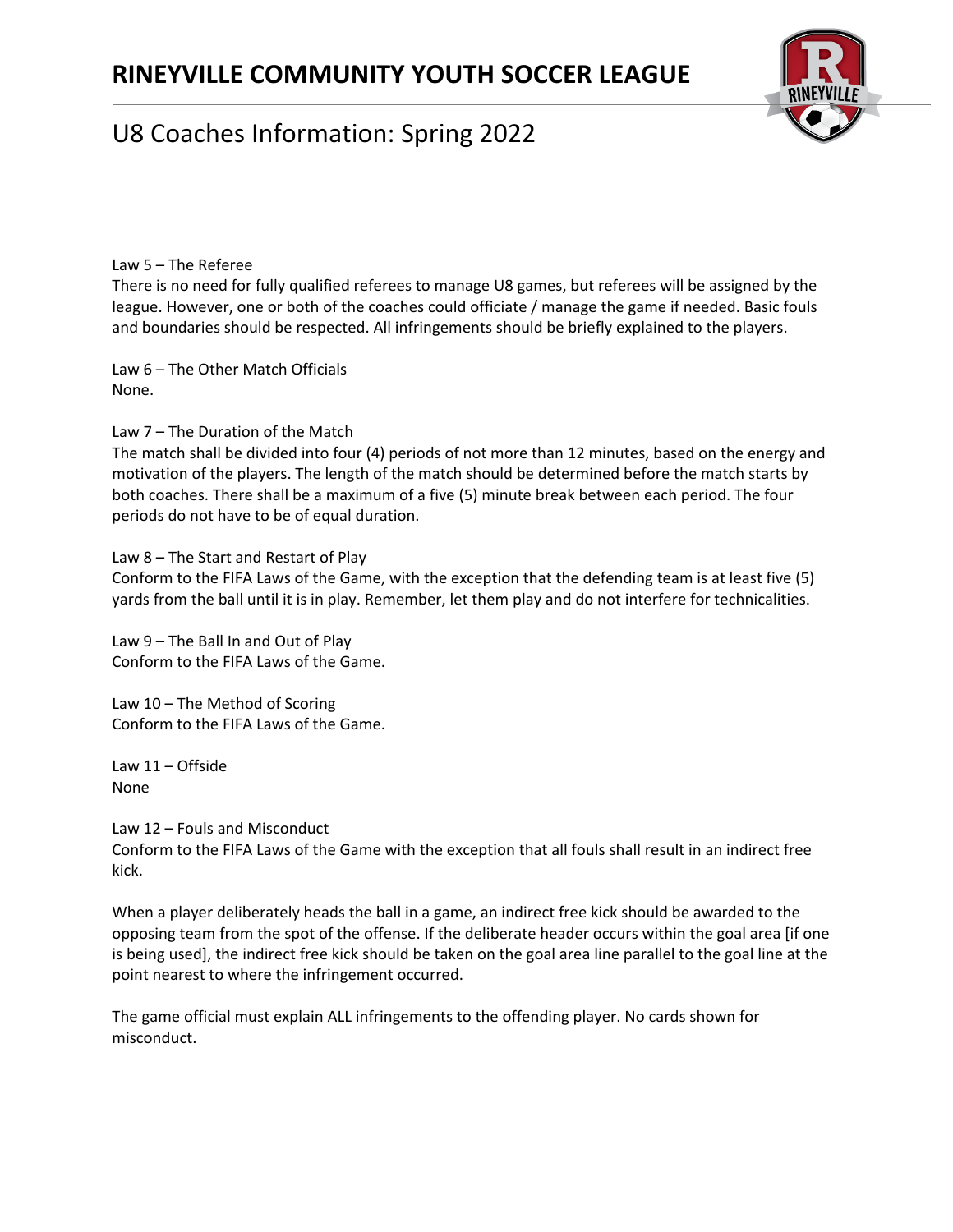Law 5 – The Referee
There is no need for fully qualified referees to manage U8 games, but referees will be assigned by the league. However, one or both of the coaches could officiate / manage the game if needed. Basic fouls and boundaries should be respected. All infringements should be briefly explained to the players.

Law 6 – The Other Match Officials
None.

Law 7 – The Duration of the Match
The match shall be divided into four (4) periods of not more than 12 minutes, based on the energy and motivation of the players. The length of the match should be determined before the match starts by both coaches. There shall be a maximum of a five (5) minute break between each period. The four periods do not have to be of equal duration.

Law 8 – The Start and Restart of Play
Conform to the FIFA Laws of the Game, with the exception that the defending team is at least five (5) yards from the ball until it is in play. Remember, let them play and do not interfere for technicalities.

Law 9 – The Ball In and Out of Play
Conform to the FIFA Laws of the Game.

Law 10 – The Method of Scoring
Conform to the FIFA Laws of the Game.

Law 11 – Offside
None

Law 12 – Fouls and Misconduct
Conform to the FIFA Laws of the Game with the exception that all fouls shall result in an indirect free kick.

When a player deliberately heads the ball in a game, an indirect free kick should be awarded to the opposing team from the spot of the offense. If the deliberate header occurs within the goal area [if one is being used], the indirect free kick should be taken on the goal area line parallel to the goal line at the point nearest to where the infringement occurred.

The game official must explain ALL infringements to the offending player. No cards shown for misconduct.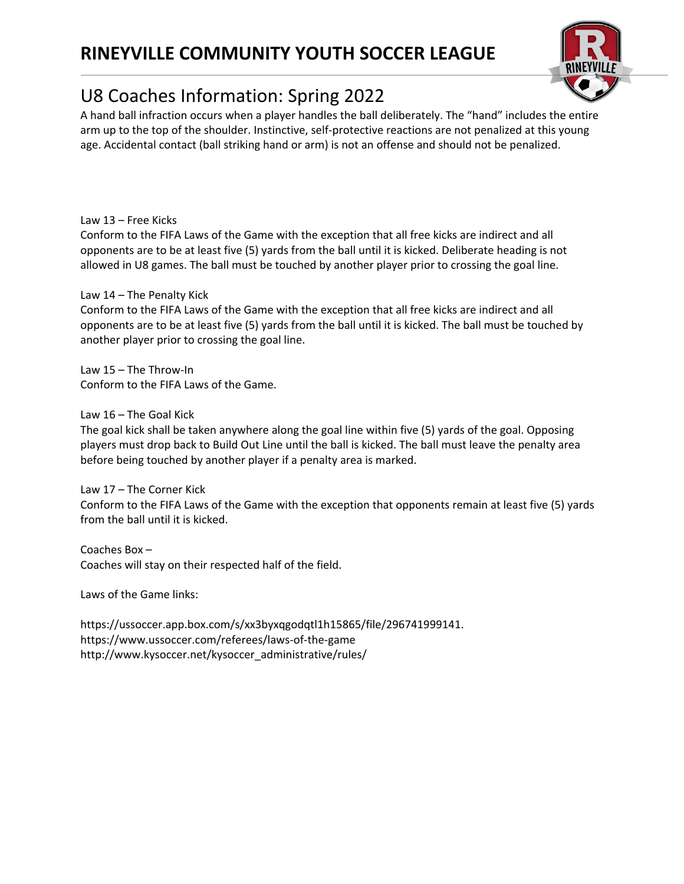# RINEYVILLE COMMUNITY YOUTH SOCCER LEAGUE

## U8 Coaches Information: Spring 2022

A hand ball infraction occurs when a player handles the ball deliberately. The "hand" includes the entire arm up to the top of the shoulder. Instinctive, self-protective reactions are not penalized at this young age. Accidental contact (ball striking hand or arm) is not an offense and should not be penalized.

Law 13 – Free Kicks
Conform to the FIFA Laws of the Game with the exception that all free kicks are indirect and all opponents are to be at least five (5) yards from the ball until it is kicked. Deliberate heading is not allowed in U8 games. The ball must be touched by another player prior to crossing the goal line.

Law 14 – The Penalty Kick
Conform to the FIFA Laws of the Game with the exception that all free kicks are indirect and all opponents are to be at least five (5) yards from the ball until it is kicked. The ball must be touched by another player prior to crossing the goal line.

Law 15 – The Throw-In
Conform to the FIFA Laws of the Game.

Law 16 – The Goal Kick
The goal kick shall be taken anywhere along the goal line within five (5) yards of the goal. Opposing players must drop back to Build Out Line until the ball is kicked. The ball must leave the penalty area before being touched by another player if a penalty area is marked.

Law 17 – The Corner Kick
Conform to the FIFA Laws of the Game with the exception that opponents remain at least five (5) yards from the ball until it is kicked.

Coaches Box –
Coaches will stay on their respected half of the field.

Laws of the Game links:

https://ussoccer.app.box.com/s/xx3byxqgodqtl1h15865/file/296741999141.
https://www.ussoccer.com/referees/laws-of-the-game
http://www.kysoccer.net/kysoccer_administrative/rules/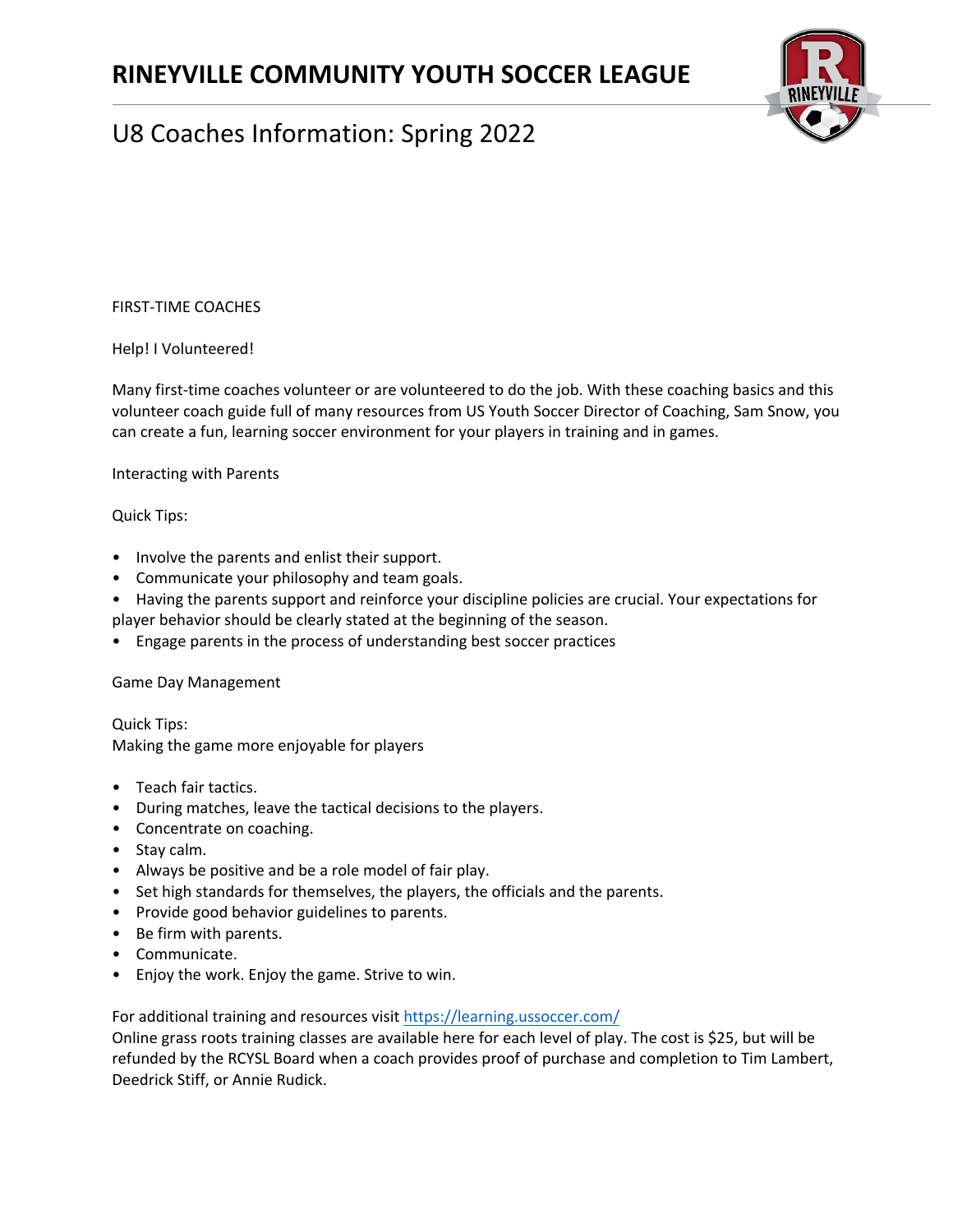# RINEYVILLE COMMUNITY YOUTH SOCCER LEAGUE

## U8 Coaches Information: Spring 2022

FIRST-TIME COACHES

Help! I Volunteered!

Many first-time coaches volunteer or are volunteered to do the job. With these coaching basics and this volunteer coach guide full of many resources from US Youth Soccer Director of Coaching, Sam Snow, you can create a fun, learning soccer environment for your players in training and in games.

Interacting with Parents

Quick Tips:

- Involve the parents and enlist their support.
- Communicate your philosophy and team goals.
- Having the parents support and reinforce your discipline policies are crucial. Your expectations for player behavior should be clearly stated at the beginning of the season.
- Engage parents in the process of understanding best soccer practices

Game Day Management

Quick Tips:
Making the game more enjoyable for players

- Teach fair tactics.
- During matches, leave the tactical decisions to the players.
- Concentrate on coaching.
- Stay calm.
- Always be positive and be a role model of fair play.
- Set high standards for themselves, the players, the officials and the parents.
- Provide good behavior guidelines to parents.
- Be firm with parents.
- Communicate.
- Enjoy the work. Enjoy the game. Strive to win.

For additional training and resources visit https://learning.ussoccer.com/
Online grass roots training classes are available here for each level of play. The cost is $25, but will be refunded by the RCYSL Board when a coach provides proof of purchase and completion to Tim Lambert, Deedrick Stiff, or Annie Rudick.